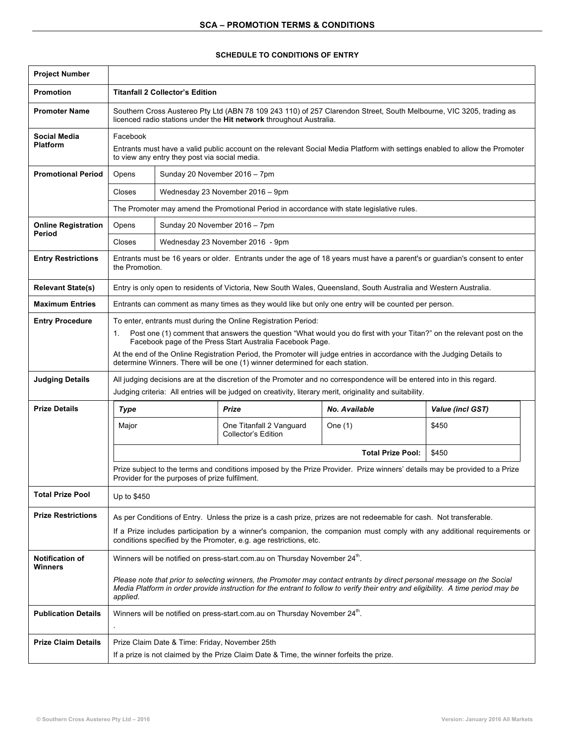# SCA – PROMOTION TERMS & CONDITIONS

## SCHEDULE TO CONDITIONS OF ENTRY

| | | |
|---|---|---|
| **Project Number** | | |
| **Promotion** | **Titanfall 2 Collector's Edition** | |
| **Promoter Name** | Southern Cross Austereo Pty Ltd (ABN 78 109 243 110) of 257 Clarendon Street, South Melbourne, VIC 3205, trading as licenced radio stations under the **Hit network** throughout Australia. | |
| **Social Media Platform** | Facebook<br><br>Entrants must have a valid public account on the relevant Social Media Platform with settings enabled to allow the Promoter to view any entry they post via social media. | |
| **Promotional Period** | Opens | Sunday 20 November 2016 – 7pm |
| | Closes | Wednesday 23 November 2016 – 9pm |
| | The Promoter may amend the Promotional Period in accordance with state legislative rules. | |
| **Online Registration Period** | Opens | Sunday 20 November 2016 – 7pm |
| | Closes | Wednesday 23 November 2016 - 9pm |
| **Entry Restrictions** | Entrants must be 16 years or older. Entrants under the age of 18 years must have a parent's or guardian's consent to enter the Promotion. | |
| **Relevant State(s)** | Entry is only open to residents of Victoria, New South Wales, Queensland, South Australia and Western Australia. | |
| **Maximum Entries** | Entrants can comment as many times as they would like but only one entry will be counted per person. | |
| **Entry Procedure** | To enter, entrants must during the Online Registration Period:<br><br>1. Post one (1) comment that answers the question "What would you do first with your Titan?" on the relevant post on the Facebook page of the Press Start Australia Facebook Page.<br><br>At the end of the Online Registration Period, the Promoter will judge entries in accordance with the Judging Details to determine Winners. There will be one (1) winner determined for each station. | |
| **Judging Details** | All judging decisions are at the discretion of the Promoter and no correspondence will be entered into in this regard.<br><br>Judging criteria: All entries will be judged on creativity, literary merit, originality and suitability. | |
| **Prize Details** | See prize table below.<br><br>Prize subject to the terms and conditions imposed by the Prize Provider. Prize winners' details may be provided to a Prize Provider for the purposes of prize fulfilment. | |
| **Total Prize Pool** | Up to $450 | |
| **Prize Restrictions** | As per Conditions of Entry. Unless the prize is a cash prize, prizes are not redeemable for cash. Not transferable.<br><br>If a Prize includes participation by a winner's companion, the companion must comply with any additional requirements or conditions specified by the Promoter, e.g. age restrictions, etc. | |
| **Notification of Winners** | Winners will be notified on press-start.com.au on Thursday November 24th.<br><br>*Please note that prior to selecting winners, the Promoter may contact entrants by direct personal message on the Social Media Platform in order provide instruction for the entrant to follow to verify their entry and eligibility. A time period may be applied.* | |
| **Publication Details** | Winners will be notified on press-start.com.au on Thursday November 24th.<br><br>. | |
| **Prize Claim Details** | Prize Claim Date & Time: Friday, November 25th<br><br>If a prize is not claimed by the Prize Claim Date & Time, the winner forfeits the prize. | |

**Prize Details:**

| *Type* | *Prize* | *No. Available* | *Value (incl GST)* |
|---|---|---|---|
| Major | One Titanfall 2 Vanguard Collector's Edition | One (1) | $450 |
| | | **Total Prize Pool:** | $450 |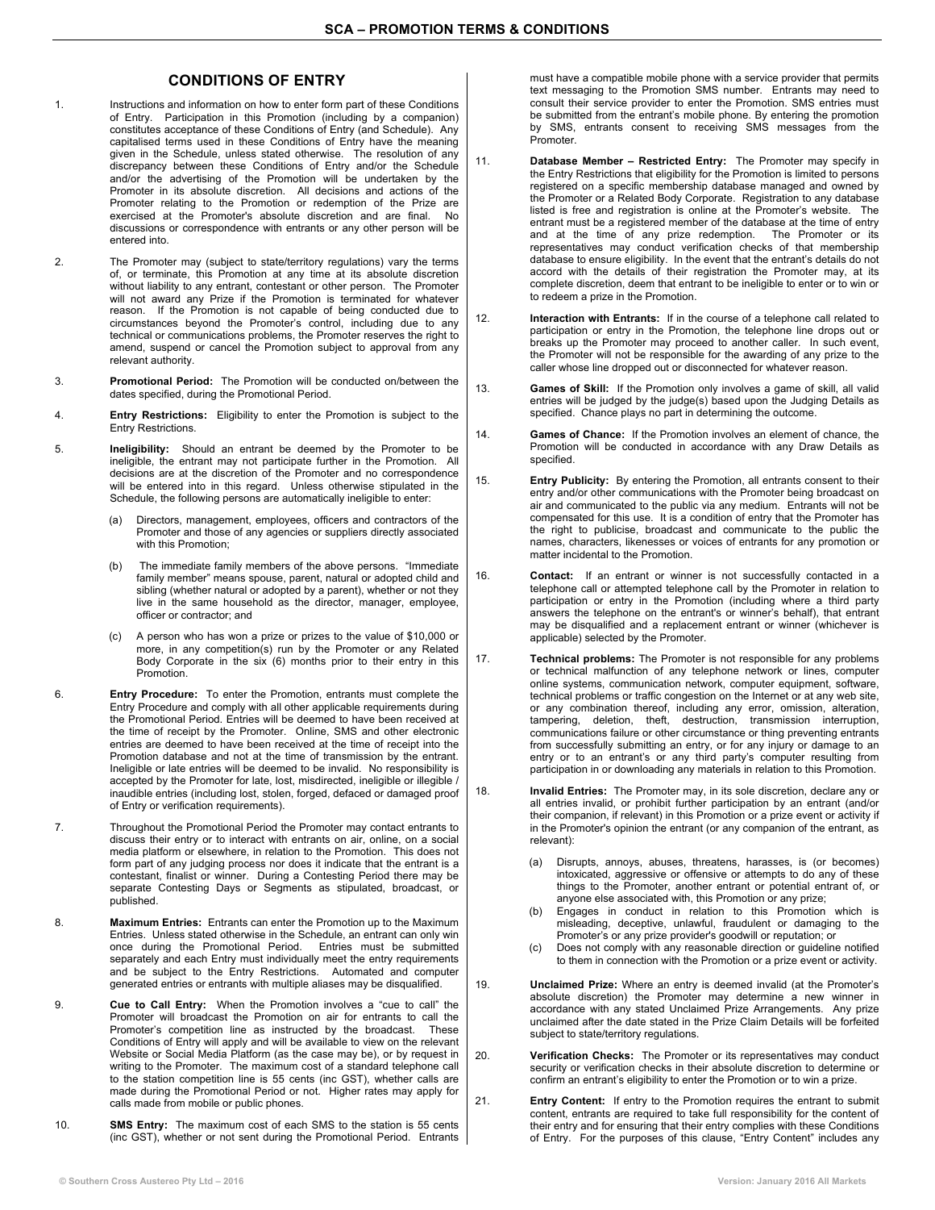## CONDITIONS OF ENTRY

1. Instructions and information on how to enter form part of these Conditions of Entry. Participation in this Promotion (including by a companion) constitutes acceptance of these Conditions of Entry (and Schedule). Any capitalised terms used in these Conditions of Entry have the meaning given in the Schedule, unless stated otherwise. The resolution of any discrepancy between these Conditions of Entry and/or the Schedule and/or the advertising of the Promotion will be undertaken by the Promoter in its absolute discretion. All decisions and actions of the Promoter relating to the Promotion or redemption of the Prize are exercised at the Promoter's absolute discretion and are final. No discussions or correspondence with entrants or any other person will be entered into.

2. The Promoter may (subject to state/territory regulations) vary the terms of, or terminate, this Promotion at any time at its absolute discretion without liability to any entrant, contestant or other person. The Promoter will not award any Prize if the Promotion is terminated for whatever reason. If the Promotion is not capable of being conducted due to circumstances beyond the Promoter's control, including due to any technical or communications problems, the Promoter reserves the right to amend, suspend or cancel the Promotion subject to approval from any relevant authority.

3. **Promotional Period:** The Promotion will be conducted on/between the dates specified, during the Promotional Period.

4. **Entry Restrictions:** Eligibility to enter the Promotion is subject to the Entry Restrictions.

5. **Ineligibility:** Should an entrant be deemed by the Promoter to be ineligible, the entrant may not participate further in the Promotion. All decisions are at the discretion of the Promoter and no correspondence will be entered into in this regard. Unless otherwise stipulated in the Schedule, the following persons are automatically ineligible to enter:

   (a) Directors, management, employees, officers and contractors of the Promoter and those of any agencies or suppliers directly associated with this Promotion;

   (b) The immediate family members of the above persons. "Immediate family member" means spouse, parent, natural or adopted child and sibling (whether natural or adopted by a parent), whether or not they live in the same household as the director, manager, employee, officer or contractor; and

   (c) A person who has won a prize or prizes to the value of $10,000 or more, in any competition(s) run by the Promoter or any Related Body Corporate in the six (6) months prior to their entry in this Promotion.

6. **Entry Procedure:** To enter the Promotion, entrants must complete the Entry Procedure and comply with all other applicable requirements during the Promotional Period. Entries will be deemed to have been received at the time of receipt by the Promoter. Online, SMS and other electronic entries are deemed to have been received at the time of receipt into the Promotion database and not at the time of transmission by the entrant. Ineligible or late entries will be deemed to be invalid. No responsibility is accepted by the Promoter for late, lost, misdirected, ineligible or illegible / inaudible entries (including lost, stolen, forged, defaced or damaged proof of Entry or verification requirements).

7. Throughout the Promotional Period the Promoter may contact entrants to discuss their entry or to interact with entrants on air, online, on a social media platform or elsewhere, in relation to the Promotion. This does not form part of any judging process nor does it indicate that the entrant is a contestant, finalist or winner. During a Contesting Period there may be separate Contesting Days or Segments as stipulated, broadcast, or published.

8. **Maximum Entries:** Entrants can enter the Promotion up to the Maximum Entries. Unless stated otherwise in the Schedule, an entrant can only win once during the Promotional Period. Entries must be submitted separately and each Entry must individually meet the entry requirements and be subject to the Entry Restrictions. Automated and computer generated entries or entrants with multiple aliases may be disqualified.

9. **Cue to Call Entry:** When the Promotion involves a "cue to call" the Promoter will broadcast the Promotion on air for entrants to call the Promoter's competition line as instructed by the broadcast. These Conditions of Entry will apply and will be available to view on the relevant Website or Social Media Platform (as the case may be), or by request in writing to the Promoter. The maximum cost of a standard telephone call to the station competition line is 55 cents (inc GST), whether calls are made during the Promotional Period or not. Higher rates may apply for calls made from mobile or public phones.

10. **SMS Entry:** The maximum cost of each SMS to the station is 55 cents (inc GST), whether or not sent during the Promotional Period. Entrants must have a compatible mobile phone with a service provider that permits text messaging to the Promotion SMS number. Entrants may need to consult their service provider to enter the Promotion. SMS entries must be submitted from the entrant's mobile phone. By entering the promotion by SMS, entrants consent to receiving SMS messages from the Promoter.

11. **Database Member – Restricted Entry:** The Promoter may specify in the Entry Restrictions that eligibility for the Promotion is limited to persons registered on a specific membership database managed and owned by the Promoter or a Related Body Corporate. Registration to any database listed is free and registration is online at the Promoter's website. The entrant must be a registered member of the database at the time of entry and at the time of any prize redemption. The Promoter or its representatives may conduct verification checks of that membership database to ensure eligibility. In the event that the entrant's details do not accord with the details of their registration the Promoter may, at its complete discretion, deem that entrant to be ineligible to enter or to win or to redeem a prize in the Promotion.

12. **Interaction with Entrants:** If in the course of a telephone call related to participation or entry in the Promotion, the telephone line drops out or breaks up the Promoter may proceed to another caller. In such event, the Promoter will not be responsible for the awarding of any prize to the caller whose line dropped out or disconnected for whatever reason.

13. **Games of Skill:** If the Promotion only involves a game of skill, all valid entries will be judged by the judge(s) based upon the Judging Details as specified. Chance plays no part in determining the outcome.

14. **Games of Chance:** If the Promotion involves an element of chance, the Promotion will be conducted in accordance with any Draw Details as specified.

15. **Entry Publicity:** By entering the Promotion, all entrants consent to their entry and/or other communications with the Promoter being broadcast on air and communicated to the public via any medium. Entrants will not be compensated for this use. It is a condition of entry that the Promoter has the right to publicise, broadcast and communicate to the public the names, characters, likenesses or voices of entrants for any promotion or matter incidental to the Promotion.

16. **Contact:** If an entrant or winner is not successfully contacted in a telephone call or attempted telephone call by the Promoter in relation to participation or entry in the Promotion (including where a third party answers the telephone on the entrant's or winner's behalf), that entrant may be disqualified and a replacement entrant or winner (whichever is applicable) selected by the Promoter.

17. **Technical problems:** The Promoter is not responsible for any problems or technical malfunction of any telephone network or lines, computer online systems, communication network, computer equipment, software, technical problems or traffic congestion on the Internet or at any web site, or any combination thereof, including any error, omission, alteration, tampering, deletion, theft, destruction, transmission interruption, communications failure or other circumstance or thing preventing entrants from successfully submitting an entry, or for any injury or damage to an entry or to an entrant's or any third party's computer resulting from participation in or downloading any materials in relation to this Promotion.

18. **Invalid Entries:** The Promoter may, in its sole discretion, declare any or all entries invalid, or prohibit further participation by an entrant (and/or their companion, if relevant) in this Promotion or a prize event or activity if in the Promoter's opinion the entrant (or any companion of the entrant, as relevant):

   (a) Disrupts, annoys, abuses, threatens, harasses, is (or becomes) intoxicated, aggressive or offensive or attempts to do any of these things to the Promoter, another entrant or potential entrant of, or anyone else associated with, this Promotion or any prize;

   (b) Engages in conduct in relation to this Promotion which is misleading, deceptive, unlawful, fraudulent or damaging to the Promoter's or any prize provider's goodwill or reputation; or

   (c) Does not comply with any reasonable direction or guideline notified to them in connection with the Promotion or a prize event or activity.

19. **Unclaimed Prize:** Where an entry is deemed invalid (at the Promoter's absolute discretion) the Promoter may determine a new winner in accordance with any stated Unclaimed Prize Arrangements. Any prize unclaimed after the date stated in the Prize Claim Details will be forfeited subject to state/territory regulations.

20. **Verification Checks:** The Promoter or its representatives may conduct security or verification checks in their absolute discretion to determine or confirm an entrant's eligibility to enter the Promotion or to win a prize.

21. **Entry Content:** If entry to the Promotion requires the entrant to submit content, entrants are required to take full responsibility for the content of their entry and for ensuring that their entry complies with these Conditions of Entry. For the purposes of this clause, "Entry Content" includes any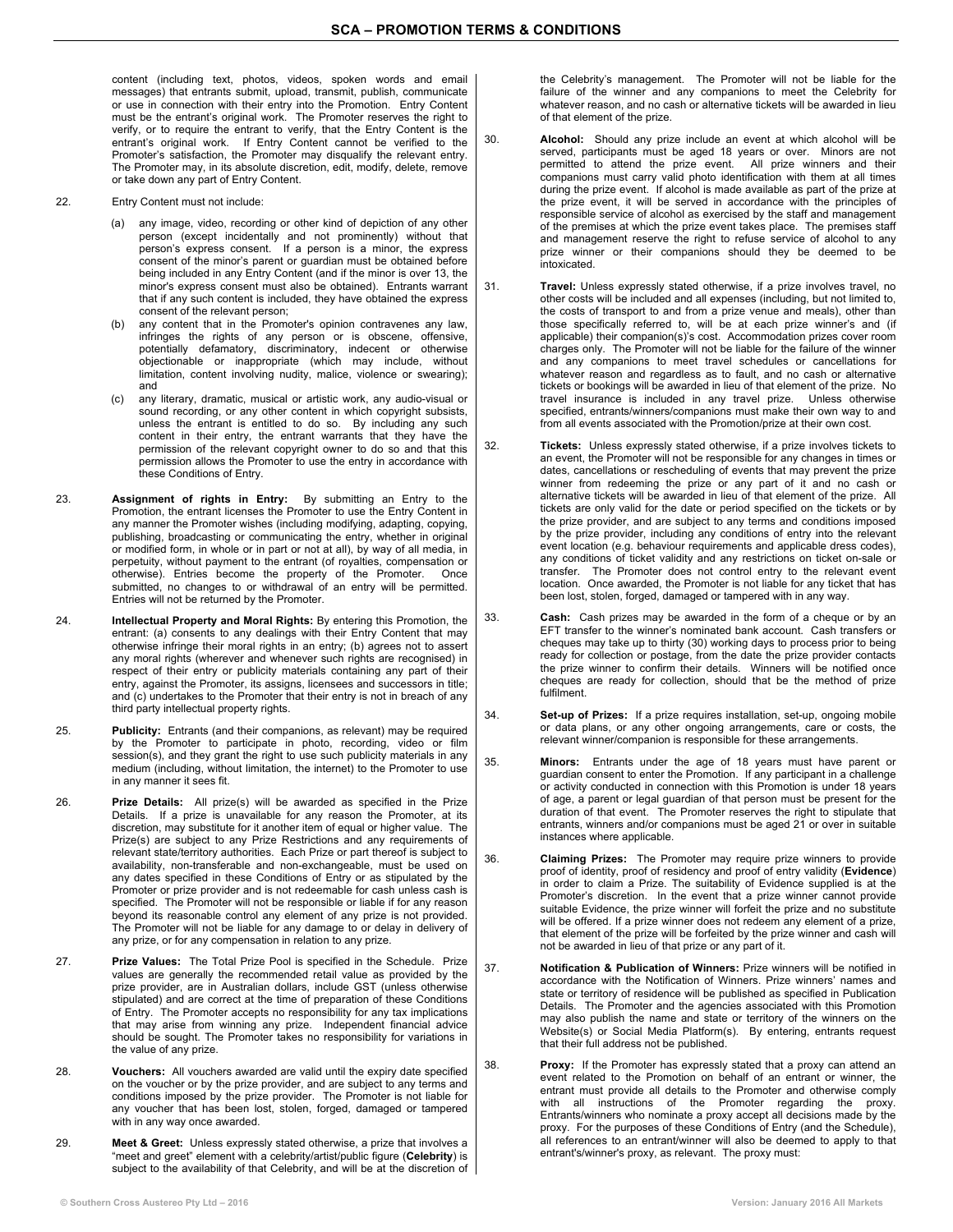content (including text, photos, videos, spoken words and email messages) that entrants submit, upload, transmit, publish, communicate or use in connection with their entry into the Promotion. Entry Content must be the entrant's original work. The Promoter reserves the right to verify, or to require the entrant to verify, that the Entry Content is the entrant's original work. If Entry Content cannot be verified to the Promoter's satisfaction, the Promoter may disqualify the relevant entry. The Promoter may, in its absolute discretion, edit, modify, delete, remove or take down any part of Entry Content.

22. Entry Content must not include:

   (a) any image, video, recording or other kind of depiction of any other person (except incidentally and not prominently) without that person's express consent. If a person is a minor, the express consent of the minor's parent or guardian must also be obtained before being included in any Entry Content (and if the minor is over 13, the minor's express consent must also be obtained). Entrants warrant that if any such content is included, they have obtained the express consent of the relevant person;

   (b) any content that in the Promoter's opinion contravenes any law, infringes the rights of any person or is obscene, offensive, potentially defamatory, discriminatory, indecent or otherwise objectionable or inappropriate (which may include, without limitation, content involving nudity, malice, violence or swearing); and

   (c) any literary, dramatic, musical or artistic work, any audio-visual or sound recording, or any other content in which copyright subsists, unless the entrant is entitled to do so. By including any such content in their entry, the entrant warrants that they have the permission of the relevant copyright owner to do so and that this permission allows the Promoter to use the entry in accordance with these Conditions of Entry.

23. **Assignment of rights in Entry:** By submitting an Entry to the Promotion, the entrant licenses the Promoter to use the Entry Content in any manner the Promoter wishes (including modifying, adapting, copying, publishing, broadcasting or communicating the entry, whether in original or modified form, in whole or in part or not at all), by way of all media, in perpetuity, without payment to the entrant (of royalties, compensation or otherwise). Entries become the property of the Promoter. Once submitted, no changes to or withdrawal of an entry will be permitted. Entries will not be returned by the Promoter.

24. **Intellectual Property and Moral Rights:** By entering this Promotion, the entrant: (a) consents to any dealings with their Entry Content that may otherwise infringe their moral rights in an entry; (b) agrees not to assert any moral rights (wherever and whenever such rights are recognised) in respect of their entry or publicity materials containing any part of their entry, against the Promoter, its assigns, licensees and successors in title; and (c) undertakes to the Promoter that their entry is not in breach of any third party intellectual property rights.

25. **Publicity:** Entrants (and their companions, as relevant) may be required by the Promoter to participate in photo, recording, video or film session(s), and they grant the right to use such publicity materials in any medium (including, without limitation, the internet) to the Promoter to use in any manner it sees fit.

26. **Prize Details:** All prize(s) will be awarded as specified in the Prize Details. If a prize is unavailable for any reason the Promoter, at its discretion, may substitute for it another item of equal or higher value. The Prize(s) are subject to any Prize Restrictions and any requirements of relevant state/territory authorities. Each Prize or part thereof is subject to availability, non-transferable and non-exchangeable, must be used on any dates specified in these Conditions of Entry or as stipulated by the Promoter or prize provider and is not redeemable for cash unless cash is specified. The Promoter will not be responsible or liable if for any reason beyond its reasonable control any element of any prize is not provided. The Promoter will not be liable for any damage to or delay in delivery of any prize, or for any compensation in relation to any prize.

27. **Prize Values:** The Total Prize Pool is specified in the Schedule. Prize values are generally the recommended retail value as provided by the prize provider, are in Australian dollars, include GST (unless otherwise stipulated) and are correct at the time of preparation of these Conditions of Entry. The Promoter accepts no responsibility for any tax implications that may arise from winning any prize. Independent financial advice should be sought. The Promoter takes no responsibility for variations in the value of any prize.

28. **Vouchers:** All vouchers awarded are valid until the expiry date specified on the voucher or by the prize provider, and are subject to any terms and conditions imposed by the prize provider. The Promoter is not liable for any voucher that has been lost, stolen, forged, damaged or tampered with in any way once awarded.

29. **Meet & Greet:** Unless expressly stated otherwise, a prize that involves a "meet and greet" element with a celebrity/artist/public figure (**Celebrity**) is subject to the availability of that Celebrity, and will be at the discretion of the Celebrity's management. The Promoter will not be liable for the failure of the winner and any companions to meet the Celebrity for whatever reason, and no cash or alternative tickets will be awarded in lieu of that element of the prize.

30. **Alcohol:** Should any prize include an event at which alcohol will be served, participants must be aged 18 years or over. Minors are not permitted to attend the prize event. All prize winners and their companions must carry valid photo identification with them at all times during the prize event. If alcohol is made available as part of the prize at the prize event, it will be served in accordance with the principles of responsible service of alcohol as exercised by the staff and management of the premises at which the prize event takes place. The premises staff and management reserve the right to refuse service of alcohol to any prize winner or their companions should they be deemed to be intoxicated.

31. **Travel:** Unless expressly stated otherwise, if a prize involves travel, no other costs will be included and all expenses (including, but not limited to, the costs of transport to and from a prize venue and meals), other than those specifically referred to, will be at each prize winner's and (if applicable) their companion(s)'s cost. Accommodation prizes cover room charges only. The Promoter will not be liable for the failure of the winner and any companions to meet travel schedules or cancellations for whatever reason and regardless as to fault, and no cash or alternative tickets or bookings will be awarded in lieu of that element of the prize. No travel insurance is included in any travel prize. Unless otherwise specified, entrants/winners/companions must make their own way to and from all events associated with the Promotion/prize at their own cost.

32. **Tickets:** Unless expressly stated otherwise, if a prize involves tickets to an event, the Promoter will not be responsible for any changes in times or dates, cancellations or rescheduling of events that may prevent the prize winner from redeeming the prize or any part of it and no cash or alternative tickets will be awarded in lieu of that element of the prize. All tickets are only valid for the date or period specified on the tickets or by the prize provider, and are subject to any terms and conditions imposed by the prize provider, including any conditions of entry into the relevant event location (e.g. behaviour requirements and applicable dress codes), any conditions of ticket validity and any restrictions on ticket on-sale or transfer. The Promoter does not control entry to the relevant event location. Once awarded, the Promoter is not liable for any ticket that has been lost, stolen, forged, damaged or tampered with in any way.

33. **Cash:** Cash prizes may be awarded in the form of a cheque or by an EFT transfer to the winner's nominated bank account. Cash transfers or cheques may take up to thirty (30) working days to process prior to being ready for collection or postage, from the date the prize provider contacts the prize winner to confirm their details. Winners will be notified once cheques are ready for collection, should that be the method of prize fulfilment.

34. **Set-up of Prizes:** If a prize requires installation, set-up, ongoing mobile or data plans, or any other ongoing arrangements, care or costs, the relevant winner/companion is responsible for these arrangements.

35. **Minors:** Entrants under the age of 18 years must have parent or guardian consent to enter the Promotion. If any participant in a challenge or activity conducted in connection with this Promotion is under 18 years of age, a parent or legal guardian of that person must be present for the duration of that event. The Promoter reserves the right to stipulate that entrants, winners and/or companions must be aged 21 or over in suitable instances where applicable.

36. **Claiming Prizes:** The Promoter may require prize winners to provide proof of identity, proof of residency and proof of entry validity (**Evidence**) in order to claim a Prize. The suitability of Evidence supplied is at the Promoter's discretion. In the event that a prize winner cannot provide suitable Evidence, the prize winner will forfeit the prize and no substitute will be offered. If a prize winner does not redeem any element of a prize, that element of the prize will be forfeited by the prize winner and cash will not be awarded in lieu of that prize or any part of it.

37. **Notification & Publication of Winners:** Prize winners will be notified in accordance with the Notification of Winners. Prize winners' names and state or territory of residence will be published as specified in Publication Details. The Promoter and the agencies associated with this Promotion may also publish the name and state or territory of the winners on the Website(s) or Social Media Platform(s). By entering, entrants request that their full address not be published.

38. **Proxy:** If the Promoter has expressly stated that a proxy can attend an event related to the Promotion on behalf of an entrant or winner, the entrant must provide all details to the Promoter and otherwise comply with all instructions of the Promoter regarding the proxy. Entrants/winners who nominate a proxy accept all decisions made by the proxy. For the purposes of these Conditions of Entry (and the Schedule), all references to an entrant/winner will also be deemed to apply to that entrant's/winner's proxy, as relevant. The proxy must: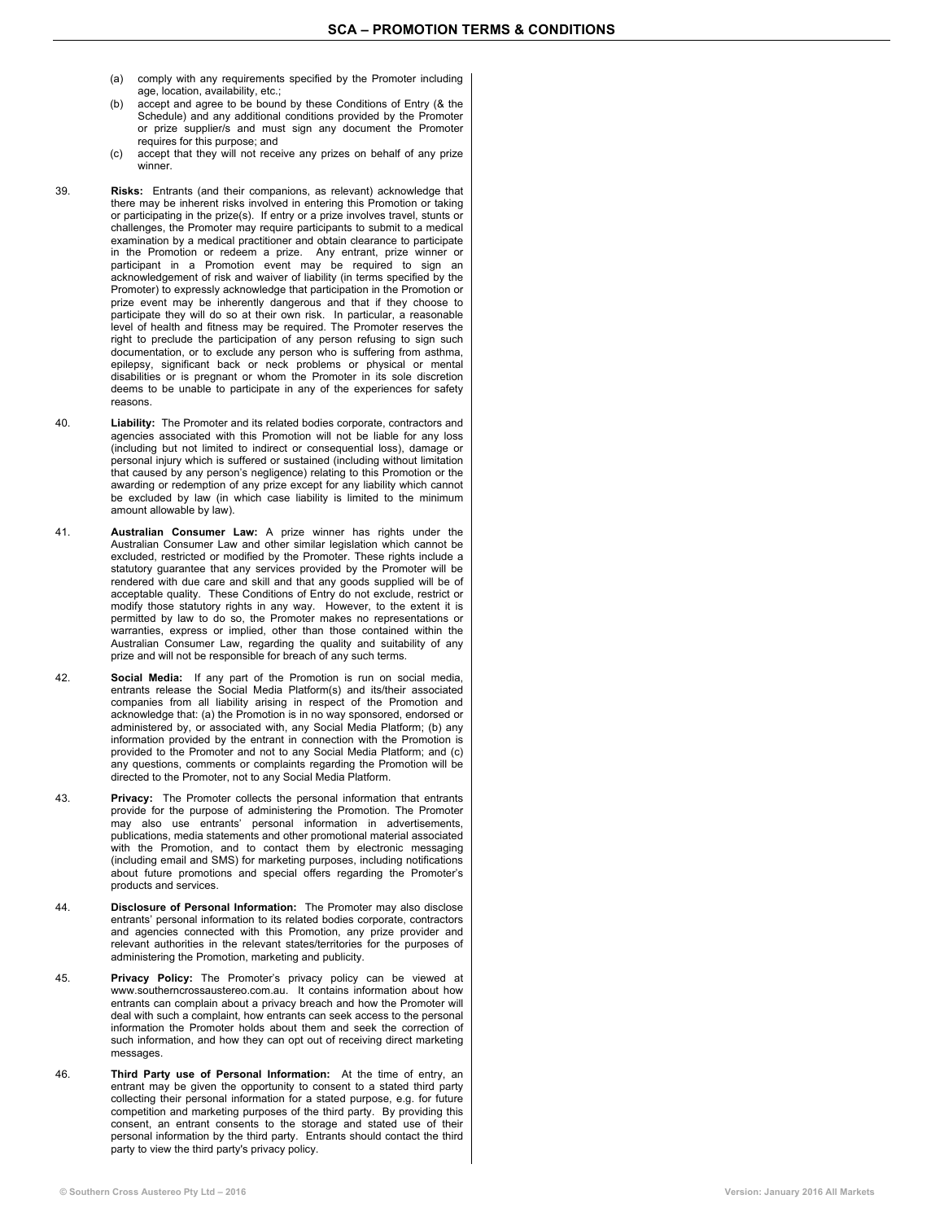(a) comply with any requirements specified by the Promoter including age, location, availability, etc.;

(b) accept and agree to be bound by these Conditions of Entry (& the Schedule) and any additional conditions provided by the Promoter or prize supplier/s and must sign any document the Promoter requires for this purpose; and

(c) accept that they will not receive any prizes on behalf of any prize winner.

39. **Risks:** Entrants (and their companions, as relevant) acknowledge that there may be inherent risks involved in entering this Promotion or taking or participating in the prize(s). If entry or a prize involves travel, stunts or challenges, the Promoter may require participants to submit to a medical examination by a medical practitioner and obtain clearance to participate in the Promotion or redeem a prize. Any entrant, prize winner or participant in a Promotion event may be required to sign an acknowledgement of risk and waiver of liability (in terms specified by the Promoter) to expressly acknowledge that participation in the Promotion or prize event may be inherently dangerous and that if they choose to participate they will do so at their own risk. In particular, a reasonable level of health and fitness may be required. The Promoter reserves the right to preclude the participation of any person refusing to sign such documentation, or to exclude any person who is suffering from asthma, epilepsy, significant back or neck problems or physical or mental disabilities or is pregnant or whom the Promoter in its sole discretion deems to be unable to participate in any of the experiences for safety reasons.

40. **Liability:** The Promoter and its related bodies corporate, contractors and agencies associated with this Promotion will not be liable for any loss (including but not limited to indirect or consequential loss), damage or personal injury which is suffered or sustained (including without limitation that caused by any person's negligence) relating to this Promotion or the awarding or redemption of any prize except for any liability which cannot be excluded by law (in which case liability is limited to the minimum amount allowable by law).

41. **Australian Consumer Law:** A prize winner has rights under the Australian Consumer Law and other similar legislation which cannot be excluded, restricted or modified by the Promoter. These rights include a statutory guarantee that any services provided by the Promoter will be rendered with due care and skill and that any goods supplied will be of acceptable quality. These Conditions of Entry do not exclude, restrict or modify those statutory rights in any way. However, to the extent it is permitted by law to do so, the Promoter makes no representations or warranties, express or implied, other than those contained within the Australian Consumer Law, regarding the quality and suitability of any prize and will not be responsible for breach of any such terms.

42. **Social Media:** If any part of the Promotion is run on social media, entrants release the Social Media Platform(s) and its/their associated companies from all liability arising in respect of the Promotion and acknowledge that: (a) the Promotion is in no way sponsored, endorsed or administered by, or associated with, any Social Media Platform; (b) any information provided by the entrant in connection with the Promotion is provided to the Promoter and not to any Social Media Platform; and (c) any questions, comments or complaints regarding the Promotion will be directed to the Promoter, not to any Social Media Platform.

43. **Privacy:** The Promoter collects the personal information that entrants provide for the purpose of administering the Promotion. The Promoter may also use entrants' personal information in advertisements, publications, media statements and other promotional material associated with the Promotion, and to contact them by electronic messaging (including email and SMS) for marketing purposes, including notifications about future promotions and special offers regarding the Promoter's products and services.

44. **Disclosure of Personal Information:** The Promoter may also disclose entrants' personal information to its related bodies corporate, contractors and agencies connected with this Promotion, any prize provider and relevant authorities in the relevant states/territories for the purposes of administering the Promotion, marketing and publicity.

45. **Privacy Policy:** The Promoter's privacy policy can be viewed at www.southerncrossaustereo.com.au. It contains information about how entrants can complain about a privacy breach and how the Promoter will deal with such a complaint, how entrants can seek access to the personal information the Promoter holds about them and seek the correction of such information, and how they can opt out of receiving direct marketing messages.

46. **Third Party use of Personal Information:** At the time of entry, an entrant may be given the opportunity to consent to a stated third party collecting their personal information for a stated purpose, e.g. for future competition and marketing purposes of the third party. By providing this consent, an entrant consents to the storage and stated use of their personal information by the third party. Entrants should contact the third party to view the third party's privacy policy.